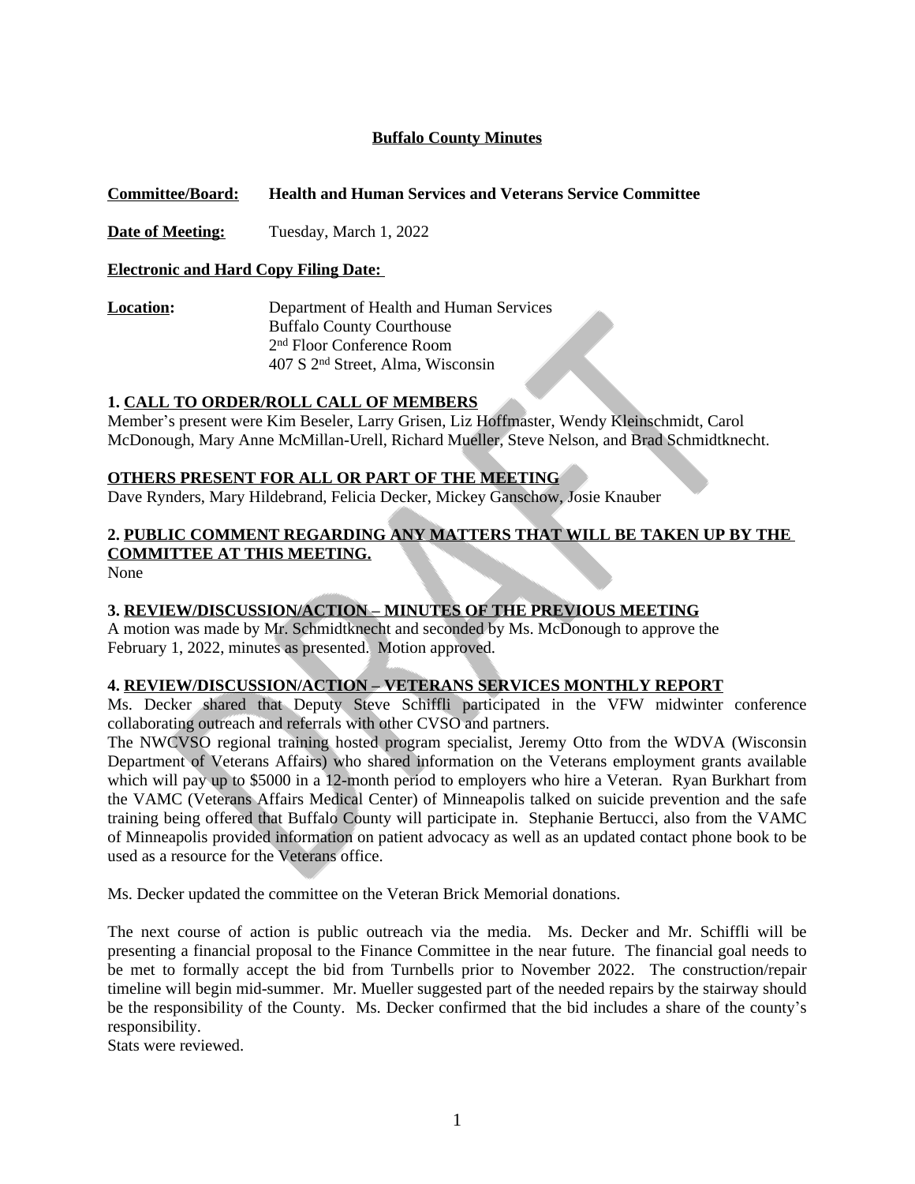**Buffalo County Minutes**

**Committee/Board:** **Health and Human Services and Veterans Service Committee**

**Date of Meeting:** Tuesday, March 1, 2022

**Electronic and Hard Copy Filing Date:**

**Location:** Department of Health and Human Services
Buffalo County Courthouse
2nd Floor Conference Room
407 S 2nd Street, Alma, Wisconsin

**1. CALL TO ORDER/ROLL CALL OF MEMBERS**

Member's present were Kim Beseler, Larry Grisen, Liz Hoffmaster, Wendy Kleinschmidt, Carol McDonough, Mary Anne McMillan-Urell, Richard Mueller, Steve Nelson, and Brad Schmidtknecht.

**OTHERS PRESENT FOR ALL OR PART OF THE MEETING**

Dave Rynders, Mary Hildebrand, Felicia Decker, Mickey Ganschow, Josie Knauber

**2. PUBLIC COMMENT REGARDING ANY MATTERS THAT WILL BE TAKEN UP BY THE COMMITTEE AT THIS MEETING.**

None

**3. REVIEW/DISCUSSION/ACTION – MINUTES OF THE PREVIOUS MEETING**

A motion was made by Mr. Schmidtknecht and seconded by Ms. McDonough to approve the February 1, 2022, minutes as presented. Motion approved.

**4. REVIEW/DISCUSSION/ACTION – VETERANS SERVICES MONTHLY REPORT**

Ms. Decker shared that Deputy Steve Schiffli participated in the VFW midwinter conference collaborating outreach and referrals with other CVSO and partners.

The NWCVSO regional training hosted program specialist, Jeremy Otto from the WDVA (Wisconsin Department of Veterans Affairs) who shared information on the Veterans employment grants available which will pay up to $5000 in a 12-month period to employers who hire a Veteran. Ryan Burkhart from the VAMC (Veterans Affairs Medical Center) of Minneapolis talked on suicide prevention and the safe training being offered that Buffalo County will participate in. Stephanie Bertucci, also from the VAMC of Minneapolis provided information on patient advocacy as well as an updated contact phone book to be used as a resource for the Veterans office.

Ms. Decker updated the committee on the Veteran Brick Memorial donations.

The next course of action is public outreach via the media. Ms. Decker and Mr. Schiffli will be presenting a financial proposal to the Finance Committee in the near future. The financial goal needs to be met to formally accept the bid from Turnbells prior to November 2022. The construction/repair timeline will begin mid-summer. Mr. Mueller suggested part of the needed repairs by the stairway should be the responsibility of the County. Ms. Decker confirmed that the bid includes a share of the county's responsibility.

Stats were reviewed.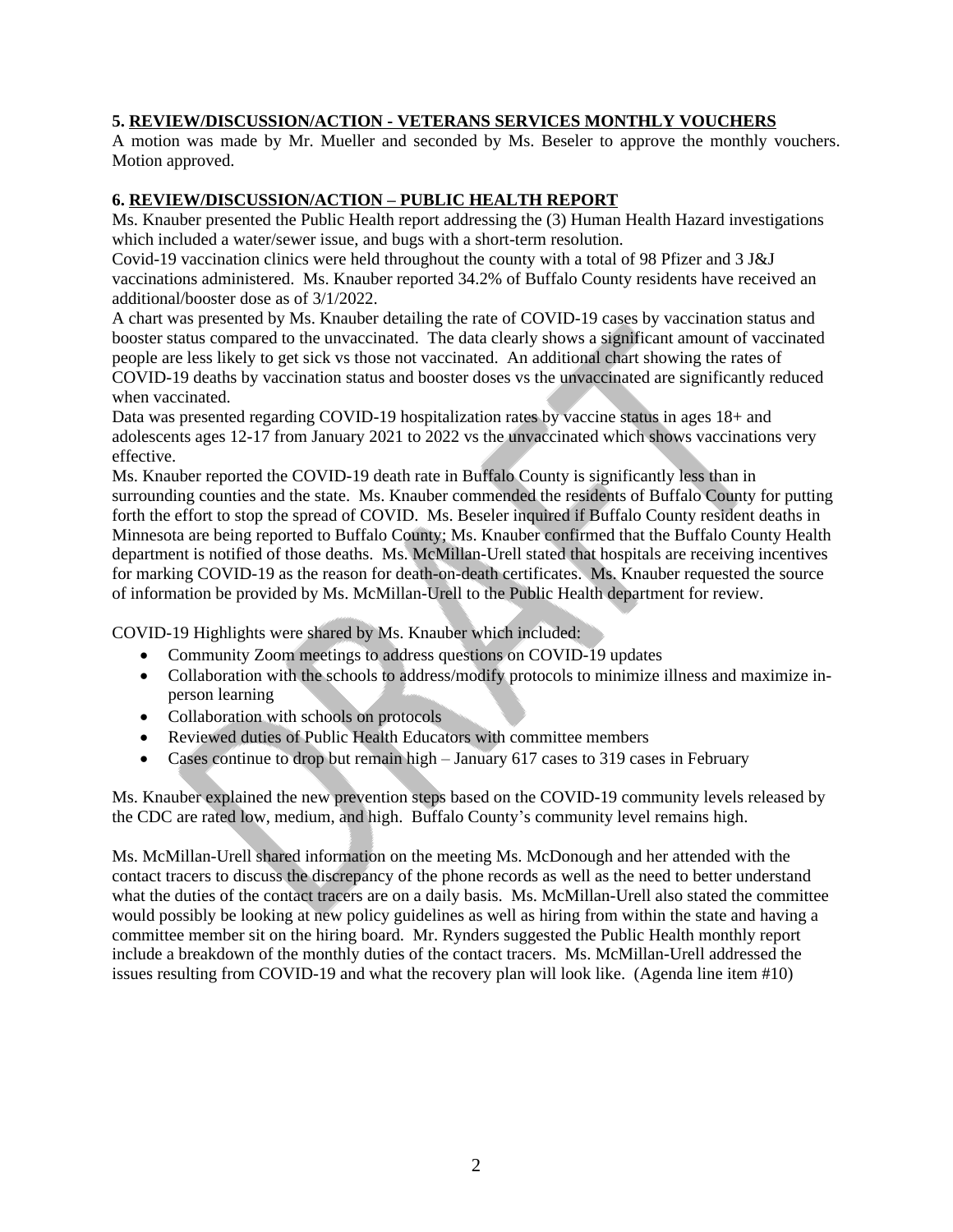**5. <u>REVIEW/DISCUSSION/ACTION - VETERANS SERVICES MONTHLY VOUCHERS</u>**

A motion was made by Mr. Mueller and seconded by Ms. Beseler to approve the monthly vouchers. Motion approved.

**6. <u>REVIEW/DISCUSSION/ACTION – PUBLIC HEALTH REPORT</u>**

Ms. Knauber presented the Public Health report addressing the (3) Human Health Hazard investigations which included a water/sewer issue, and bugs with a short-term resolution.

Covid-19 vaccination clinics were held throughout the county with a total of 98 Pfizer and 3 J&J vaccinations administered. Ms. Knauber reported 34.2% of Buffalo County residents have received an additional/booster dose as of 3/1/2022.

A chart was presented by Ms. Knauber detailing the rate of COVID-19 cases by vaccination status and booster status compared to the unvaccinated. The data clearly shows a significant amount of vaccinated people are less likely to get sick vs those not vaccinated. An additional chart showing the rates of COVID-19 deaths by vaccination status and booster doses vs the unvaccinated are significantly reduced when vaccinated.

Data was presented regarding COVID-19 hospitalization rates by vaccine status in ages 18+ and adolescents ages 12-17 from January 2021 to 2022 vs the unvaccinated which shows vaccinations very effective.

Ms. Knauber reported the COVID-19 death rate in Buffalo County is significantly less than in surrounding counties and the state. Ms. Knauber commended the residents of Buffalo County for putting forth the effort to stop the spread of COVID. Ms. Beseler inquired if Buffalo County resident deaths in Minnesota are being reported to Buffalo County; Ms. Knauber confirmed that the Buffalo County Health department is notified of those deaths. Ms. McMillan-Urell stated that hospitals are receiving incentives for marking COVID-19 as the reason for death-on-death certificates. Ms. Knauber requested the source of information be provided by Ms. McMillan-Urell to the Public Health department for review.

COVID-19 Highlights were shared by Ms. Knauber which included:

- Community Zoom meetings to address questions on COVID-19 updates
- Collaboration with the schools to address/modify protocols to minimize illness and maximize in-person learning
- Collaboration with schools on protocols
- Reviewed duties of Public Health Educators with committee members
- Cases continue to drop but remain high – January 617 cases to 319 cases in February

Ms. Knauber explained the new prevention steps based on the COVID-19 community levels released by the CDC are rated low, medium, and high. Buffalo County's community level remains high.

Ms. McMillan-Urell shared information on the meeting Ms. McDonough and her attended with the contact tracers to discuss the discrepancy of the phone records as well as the need to better understand what the duties of the contact tracers are on a daily basis. Ms. McMillan-Urell also stated the committee would possibly be looking at new policy guidelines as well as hiring from within the state and having a committee member sit on the hiring board. Mr. Rynders suggested the Public Health monthly report include a breakdown of the monthly duties of the contact tracers. Ms. McMillan-Urell addressed the issues resulting from COVID-19 and what the recovery plan will look like. (Agenda line item #10)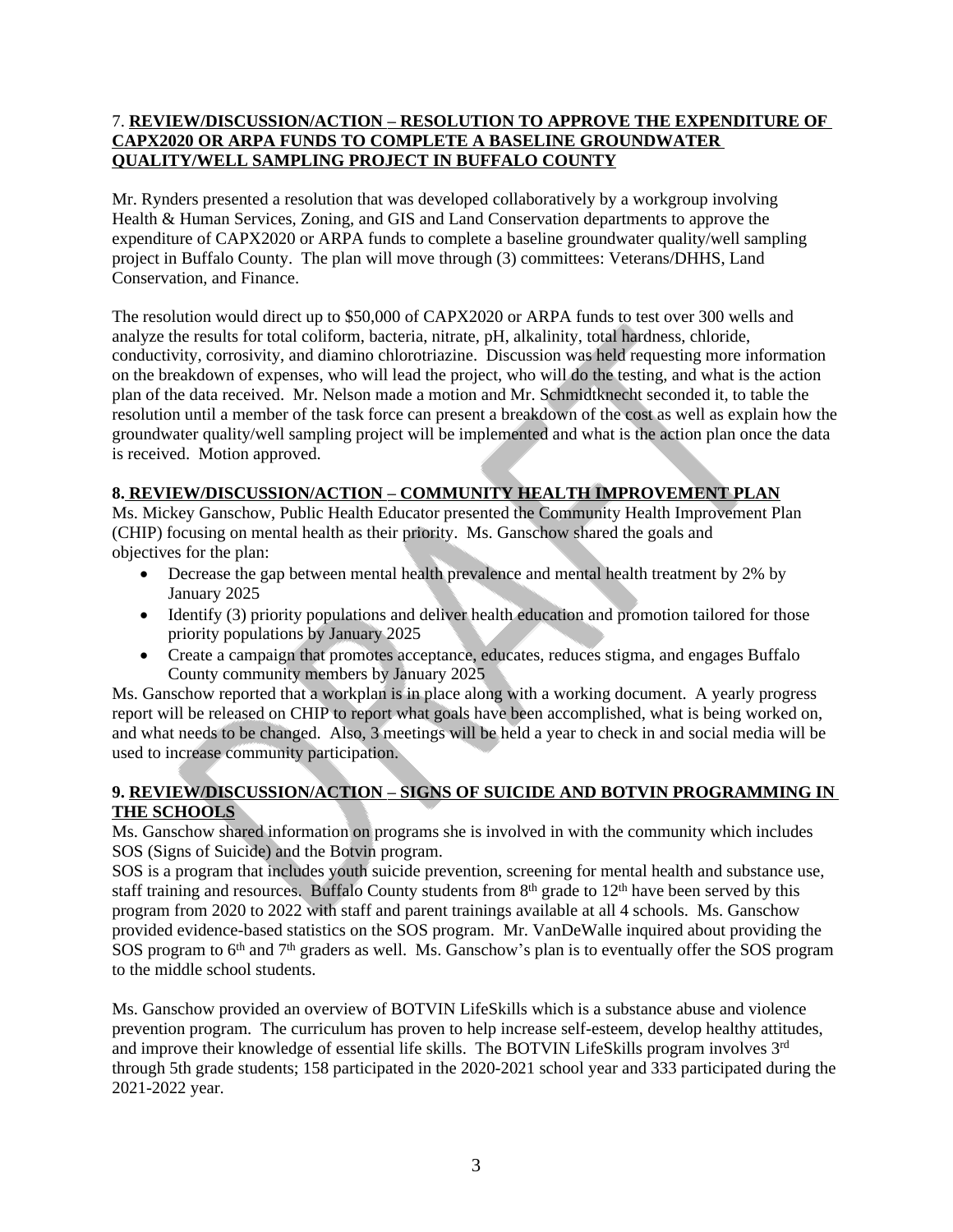7. **REVIEW/DISCUSSION/ACTION – RESOLUTION TO APPROVE THE EXPENDITURE OF CAPX2020 OR ARPA FUNDS TO COMPLETE A BASELINE GROUNDWATER QUALITY/WELL SAMPLING PROJECT IN BUFFALO COUNTY**

Mr. Rynders presented a resolution that was developed collaboratively by a workgroup involving Health & Human Services, Zoning, and GIS and Land Conservation departments to approve the expenditure of CAPX2020 or ARPA funds to complete a baseline groundwater quality/well sampling project in Buffalo County. The plan will move through (3) committees: Veterans/DHHS, Land Conservation, and Finance.

The resolution would direct up to $50,000 of CAPX2020 or ARPA funds to test over 300 wells and analyze the results for total coliform, bacteria, nitrate, pH, alkalinity, total hardness, chloride, conductivity, corrosivity, and diamino chlorotriazine. Discussion was held requesting more information on the breakdown of expenses, who will lead the project, who will do the testing, and what is the action plan of the data received. Mr. Nelson made a motion and Mr. Schmidtknecht seconded it, to table the resolution until a member of the task force can present a breakdown of the cost as well as explain how the groundwater quality/well sampling project will be implemented and what is the action plan once the data is received. Motion approved.

**8. REVIEW/DISCUSSION/ACTION – COMMUNITY HEALTH IMPROVEMENT PLAN**

Ms. Mickey Ganschow, Public Health Educator presented the Community Health Improvement Plan (CHIP) focusing on mental health as their priority. Ms. Ganschow shared the goals and objectives for the plan:

- Decrease the gap between mental health prevalence and mental health treatment by 2% by January 2025
- Identify (3) priority populations and deliver health education and promotion tailored for those priority populations by January 2025
- Create a campaign that promotes acceptance, educates, reduces stigma, and engages Buffalo County community members by January 2025

Ms. Ganschow reported that a workplan is in place along with a working document. A yearly progress report will be released on CHIP to report what goals have been accomplished, what is being worked on, and what needs to be changed. Also, 3 meetings will be held a year to check in and social media will be used to increase community participation.

**9. REVIEW/DISCUSSION/ACTION – SIGNS OF SUICIDE AND BOTVIN PROGRAMMING IN THE SCHOOLS**

Ms. Ganschow shared information on programs she is involved in with the community which includes SOS (Signs of Suicide) and the Botvin program.

SOS is a program that includes youth suicide prevention, screening for mental health and substance use, staff training and resources. Buffalo County students from 8th grade to 12th have been served by this program from 2020 to 2022 with staff and parent trainings available at all 4 schools. Ms. Ganschow provided evidence-based statistics on the SOS program. Mr. VanDeWalle inquired about providing the SOS program to 6th and 7th graders as well. Ms. Ganschow's plan is to eventually offer the SOS program to the middle school students.

Ms. Ganschow provided an overview of BOTVIN LifeSkills which is a substance abuse and violence prevention program. The curriculum has proven to help increase self-esteem, develop healthy attitudes, and improve their knowledge of essential life skills. The BOTVIN LifeSkills program involves 3rd through 5th grade students; 158 participated in the 2020-2021 school year and 333 participated during the 2021-2022 year.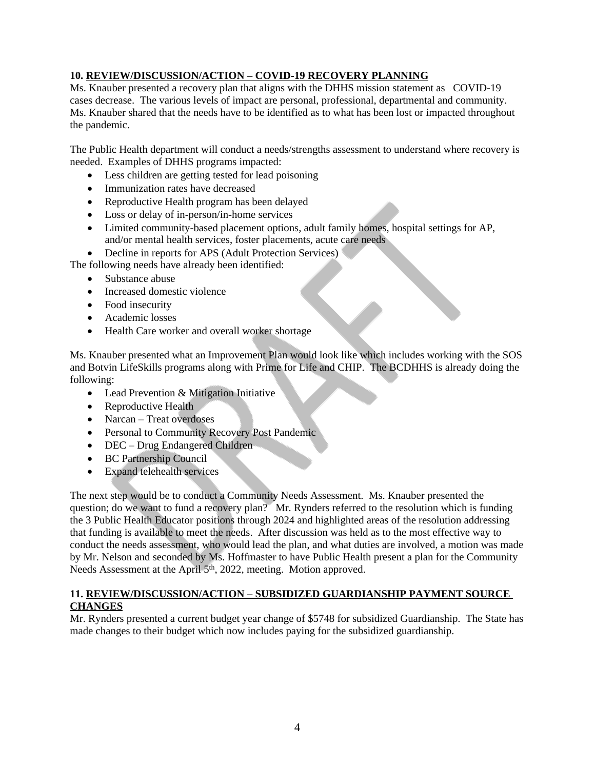**10. <u>REVIEW/DISCUSSION/ACTION – COVID-19 RECOVERY PLANNING</u>**

Ms. Knauber presented a recovery plan that aligns with the DHHS mission statement as COVID-19 cases decrease. The various levels of impact are personal, professional, departmental and community. Ms. Knauber shared that the needs have to be identified as to what has been lost or impacted throughout the pandemic.

The Public Health department will conduct a needs/strengths assessment to understand where recovery is needed. Examples of DHHS programs impacted:

- Less children are getting tested for lead poisoning
- Immunization rates have decreased
- Reproductive Health program has been delayed
- Loss or delay of in-person/in-home services
- Limited community-based placement options, adult family homes, hospital settings for AP, and/or mental health services, foster placements, acute care needs
- Decline in reports for APS (Adult Protection Services)

The following needs have already been identified:

- Substance abuse
- Increased domestic violence
- Food insecurity
- Academic losses
- Health Care worker and overall worker shortage

Ms. Knauber presented what an Improvement Plan would look like which includes working with the SOS and Botvin LifeSkills programs along with Prime for Life and CHIP. The BCDHHS is already doing the following:

- Lead Prevention & Mitigation Initiative
- Reproductive Health
- Narcan – Treat overdoses
- Personal to Community Recovery Post Pandemic
- DEC – Drug Endangered Children
- BC Partnership Council
- Expand telehealth services

The next step would be to conduct a Community Needs Assessment. Ms. Knauber presented the question; do we want to fund a recovery plan? Mr. Rynders referred to the resolution which is funding the 3 Public Health Educator positions through 2024 and highlighted areas of the resolution addressing that funding is available to meet the needs. After discussion was held as to the most effective way to conduct the needs assessment, who would lead the plan, and what duties are involved, a motion was made by Mr. Nelson and seconded by Ms. Hoffmaster to have Public Health present a plan for the Community Needs Assessment at the April 5th, 2022, meeting. Motion approved.

**11. <u>REVIEW/DISCUSSION/ACTION – SUBSIDIZED GUARDIANSHIP PAYMENT SOURCE CHANGES</u>**

Mr. Rynders presented a current budget year change of $5748 for subsidized Guardianship. The State has made changes to their budget which now includes paying for the subsidized guardianship.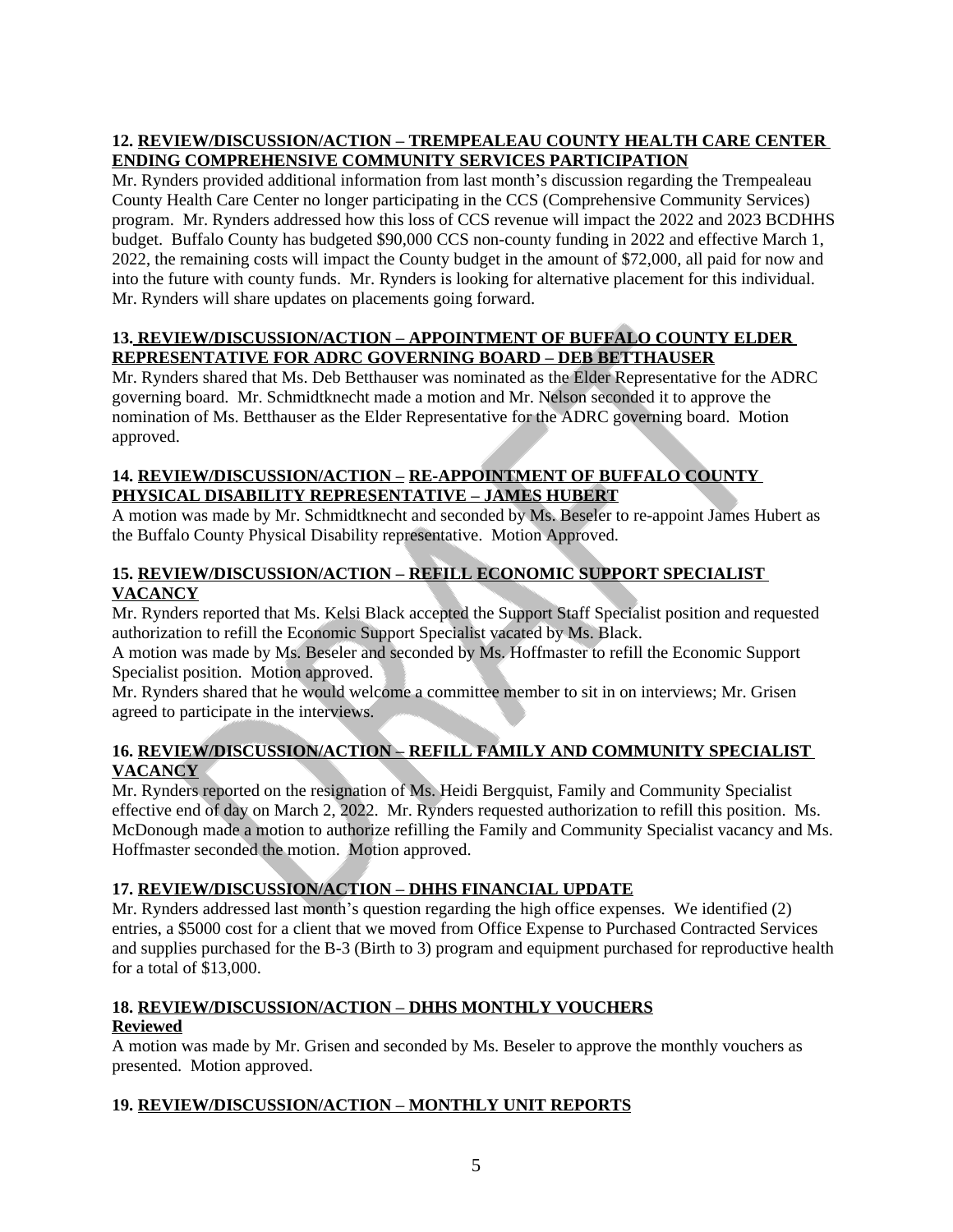**12. REVIEW/DISCUSSION/ACTION – TREMPEALEAU COUNTY HEALTH CARE CENTER ENDING COMPREHENSIVE COMMUNITY SERVICES PARTICIPATION**

Mr. Rynders provided additional information from last month's discussion regarding the Trempealeau County Health Care Center no longer participating in the CCS (Comprehensive Community Services) program. Mr. Rynders addressed how this loss of CCS revenue will impact the 2022 and 2023 BCDHHS budget. Buffalo County has budgeted $90,000 CCS non-county funding in 2022 and effective March 1, 2022, the remaining costs will impact the County budget in the amount of $72,000, all paid for now and into the future with county funds. Mr. Rynders is looking for alternative placement for this individual. Mr. Rynders will share updates on placements going forward.

**13. REVIEW/DISCUSSION/ACTION – APPOINTMENT OF BUFFALO COUNTY ELDER REPRESENTATIVE FOR ADRC GOVERNING BOARD – DEB BETTHAUSER**

Mr. Rynders shared that Ms. Deb Betthauser was nominated as the Elder Representative for the ADRC governing board. Mr. Schmidtknecht made a motion and Mr. Nelson seconded it to approve the nomination of Ms. Betthauser as the Elder Representative for the ADRC governing board. Motion approved.

**14. REVIEW/DISCUSSION/ACTION – RE-APPOINTMENT OF BUFFALO COUNTY PHYSICAL DISABILITY REPRESENTATIVE – JAMES HUBERT**

A motion was made by Mr. Schmidtknecht and seconded by Ms. Beseler to re-appoint James Hubert as the Buffalo County Physical Disability representative. Motion Approved.

**15. REVIEW/DISCUSSION/ACTION – REFILL ECONOMIC SUPPORT SPECIALIST VACANCY**

Mr. Rynders reported that Ms. Kelsi Black accepted the Support Staff Specialist position and requested authorization to refill the Economic Support Specialist vacated by Ms. Black.

A motion was made by Ms. Beseler and seconded by Ms. Hoffmaster to refill the Economic Support Specialist position. Motion approved.

Mr. Rynders shared that he would welcome a committee member to sit in on interviews; Mr. Grisen agreed to participate in the interviews.

**16. REVIEW/DISCUSSION/ACTION – REFILL FAMILY AND COMMUNITY SPECIALIST VACANCY**

Mr. Rynders reported on the resignation of Ms. Heidi Bergquist, Family and Community Specialist effective end of day on March 2, 2022. Mr. Rynders requested authorization to refill this position. Ms. McDonough made a motion to authorize refilling the Family and Community Specialist vacancy and Ms. Hoffmaster seconded the motion. Motion approved.

**17. REVIEW/DISCUSSION/ACTION – DHHS FINANCIAL UPDATE**

Mr. Rynders addressed last month's question regarding the high office expenses. We identified (2) entries, a $5000 cost for a client that we moved from Office Expense to Purchased Contracted Services and supplies purchased for the B-3 (Birth to 3) program and equipment purchased for reproductive health for a total of $13,000.

**18. REVIEW/DISCUSSION/ACTION – DHHS MONTHLY VOUCHERS**

**Reviewed**

A motion was made by Mr. Grisen and seconded by Ms. Beseler to approve the monthly vouchers as presented. Motion approved.

**19. REVIEW/DISCUSSION/ACTION – MONTHLY UNIT REPORTS**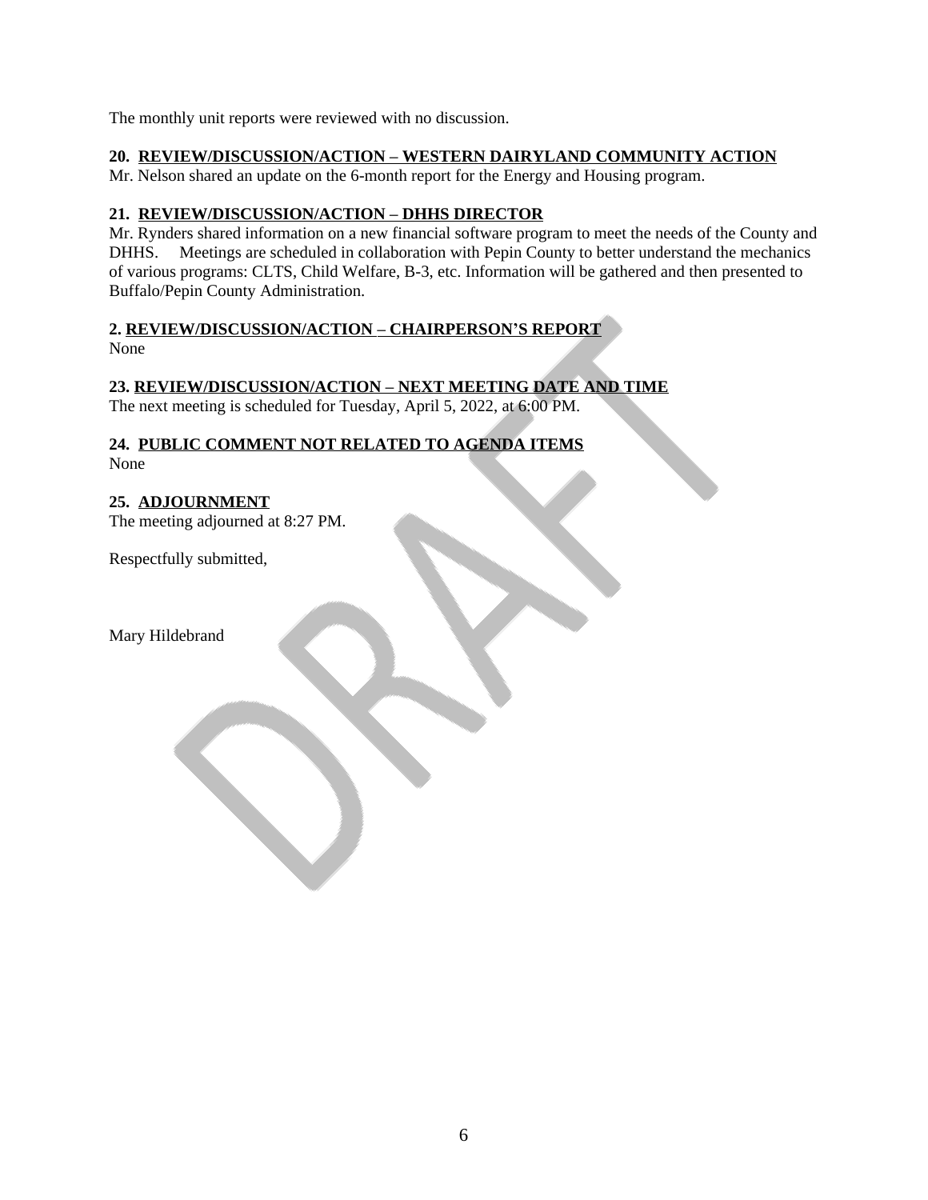The monthly unit reports were reviewed with no discussion.

**20. REVIEW/DISCUSSION/ACTION – WESTERN DAIRYLAND COMMUNITY ACTION**

Mr. Nelson shared an update on the 6-month report for the Energy and Housing program.

**21. REVIEW/DISCUSSION/ACTION – DHHS DIRECTOR**

Mr. Rynders shared information on a new financial software program to meet the needs of the County and DHHS. Meetings are scheduled in collaboration with Pepin County to better understand the mechanics of various programs: CLTS, Child Welfare, B-3, etc. Information will be gathered and then presented to Buffalo/Pepin County Administration.

**2. REVIEW/DISCUSSION/ACTION – CHAIRPERSON'S REPORT**

None

**23. REVIEW/DISCUSSION/ACTION – NEXT MEETING DATE AND TIME**

The next meeting is scheduled for Tuesday, April 5, 2022, at 6:00 PM.

**24. PUBLIC COMMENT NOT RELATED TO AGENDA ITEMS**

None

**25. ADJOURNMENT**

The meeting adjourned at 8:27 PM.

Respectfully submitted,

Mary Hildebrand